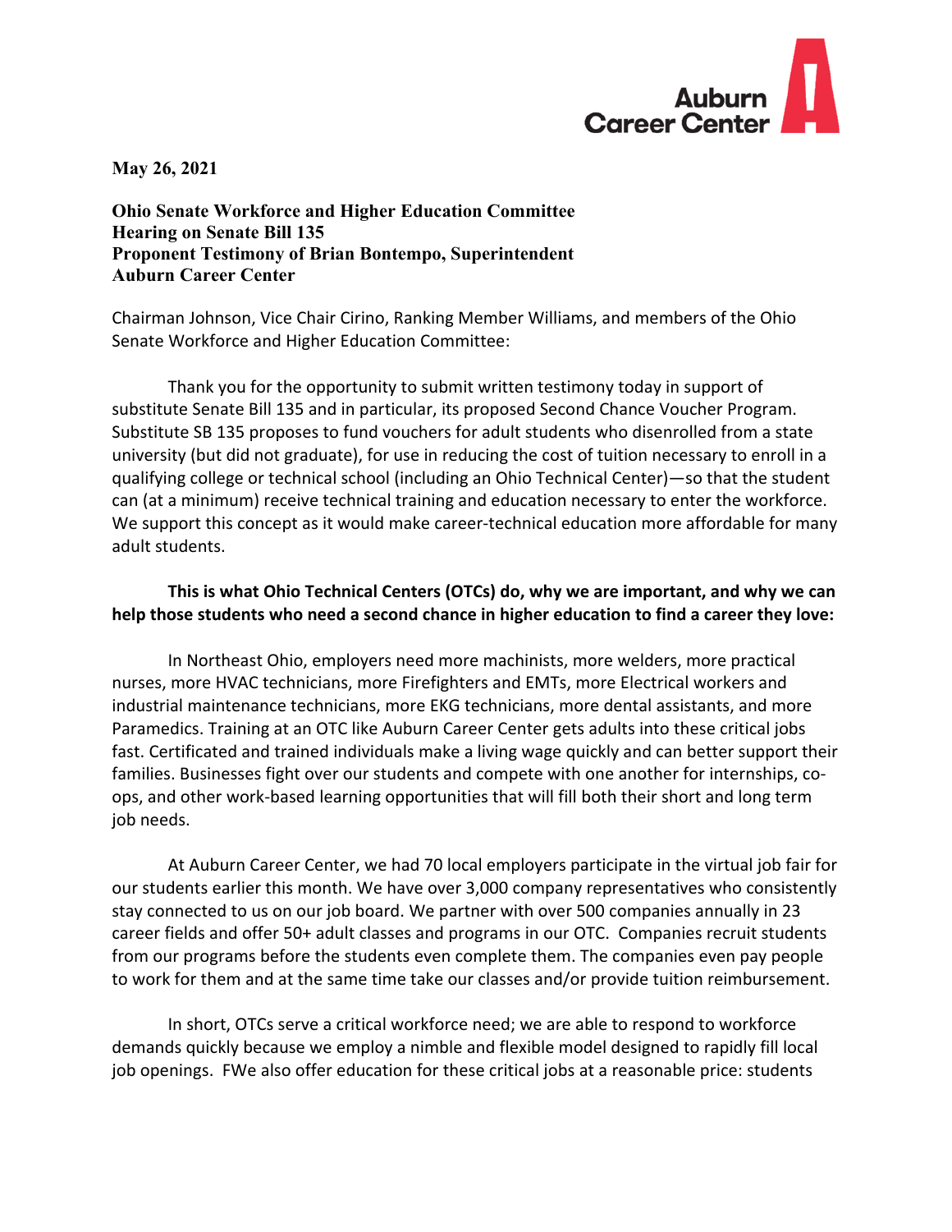Auburn Career Center

**May 26, 2021**

**Ohio Senate Workforce and Higher Education Committee**
**Hearing on Senate Bill 135**
**Proponent Testimony of Brian Bontempo, Superintendent**
**Auburn Career Center**

Chairman Johnson, Vice Chair Cirino, Ranking Member Williams, and members of the Ohio Senate Workforce and Higher Education Committee:

Thank you for the opportunity to submit written testimony today in support of substitute Senate Bill 135 and in particular, its proposed Second Chance Voucher Program. Substitute SB 135 proposes to fund vouchers for adult students who disenrolled from a state university (but did not graduate), for use in reducing the cost of tuition necessary to enroll in a qualifying college or technical school (including an Ohio Technical Center)—so that the student can (at a minimum) receive technical training and education necessary to enter the workforce. We support this concept as it would make career-technical education more affordable for many adult students.

**This is what Ohio Technical Centers (OTCs) do, why we are important, and why we can help those students who need a second chance in higher education to find a career they love:**

In Northeast Ohio, employers need more machinists, more welders, more practical nurses, more HVAC technicians, more Firefighters and EMTs, more Electrical workers and industrial maintenance technicians, more EKG technicians, more dental assistants, and more Paramedics. Training at an OTC like Auburn Career Center gets adults into these critical jobs fast. Certificated and trained individuals make a living wage quickly and can better support their families. Businesses fight over our students and compete with one another for internships, co-ops, and other work-based learning opportunities that will fill both their short and long term job needs.

At Auburn Career Center, we had 70 local employers participate in the virtual job fair for our students earlier this month. We have over 3,000 company representatives who consistently stay connected to us on our job board. We partner with over 500 companies annually in 23 career fields and offer 50+ adult classes and programs in our OTC. Companies recruit students from our programs before the students even complete them. The companies even pay people to work for them and at the same time take our classes and/or provide tuition reimbursement.

In short, OTCs serve a critical workforce need; we are able to respond to workforce demands quickly because we employ a nimble and flexible model designed to rapidly fill local job openings. FWe also offer education for these critical jobs at a reasonable price: students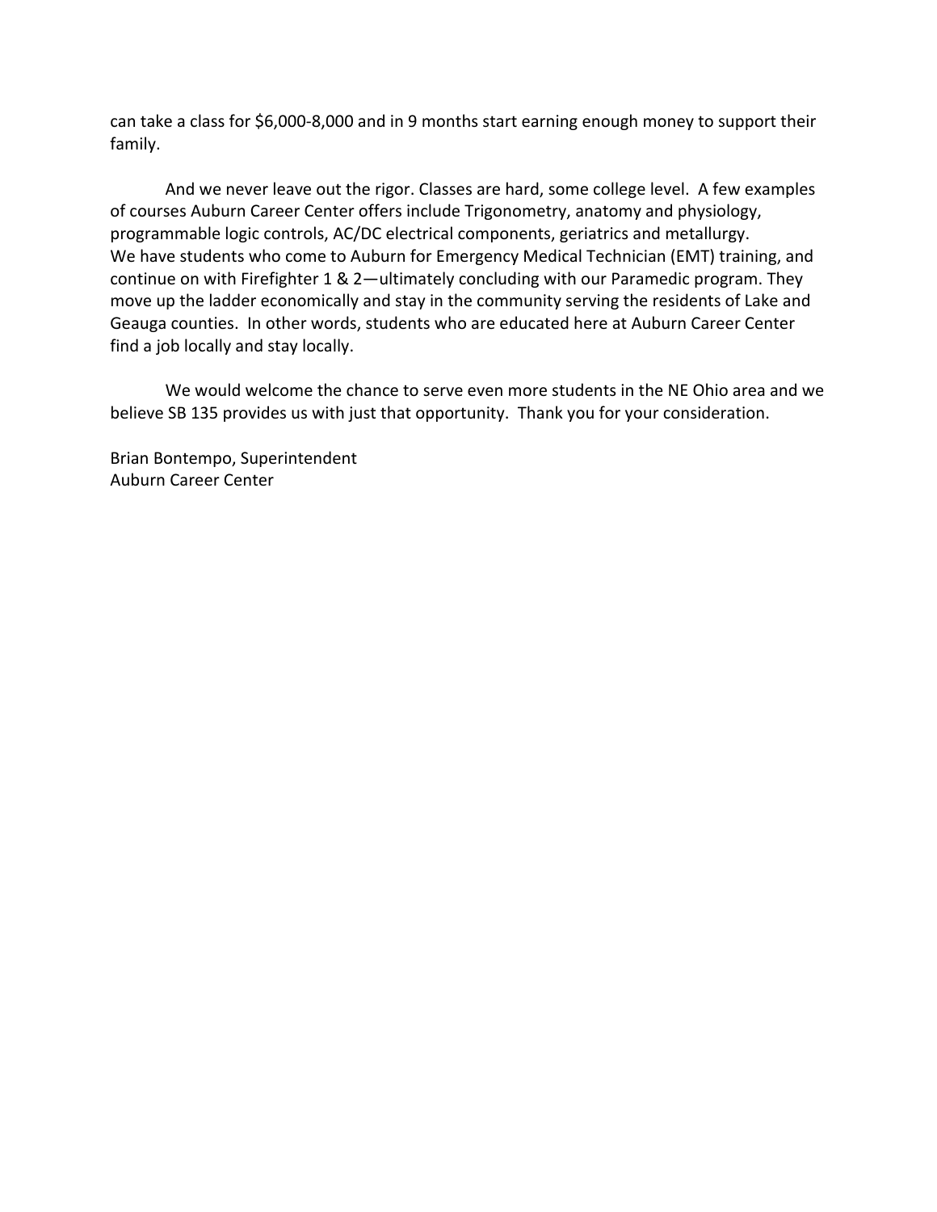can take a class for $6,000-8,000 and in 9 months start earning enough money to support their family.

And we never leave out the rigor. Classes are hard, some college level. A few examples of courses Auburn Career Center offers include Trigonometry, anatomy and physiology, programmable logic controls, AC/DC electrical components, geriatrics and metallurgy. We have students who come to Auburn for Emergency Medical Technician (EMT) training, and continue on with Firefighter 1 & 2—ultimately concluding with our Paramedic program. They move up the ladder economically and stay in the community serving the residents of Lake and Geauga counties. In other words, students who are educated here at Auburn Career Center find a job locally and stay locally.

We would welcome the chance to serve even more students in the NE Ohio area and we believe SB 135 provides us with just that opportunity. Thank you for your consideration.

Brian Bontempo, Superintendent
Auburn Career Center